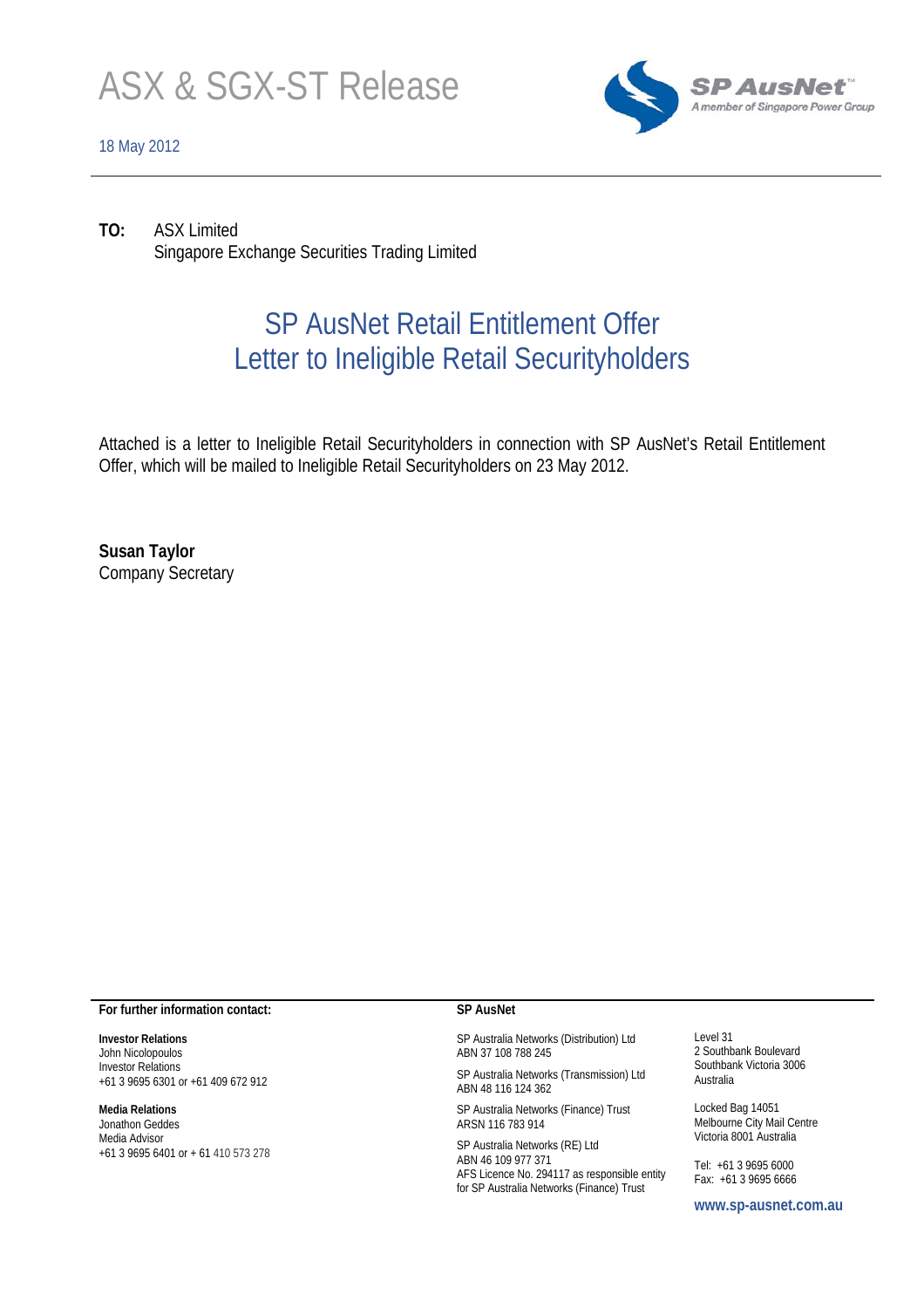# ASX & SGX-ST Release

18 May 2012

**TO:** ASX Limited
Singapore Exchange Securities Trading Limited

## SP AusNet Retail Entitlement Offer
## Letter to Ineligible Retail Securityholders

Attached is a letter to Ineligible Retail Securityholders in connection with SP AusNet's Retail Entitlement Offer, which will be mailed to Ineligible Retail Securityholders on 23 May 2012.

**Susan Taylor**
Company Secretary

---

**For further information contact:**

**Investor Relations**
John Nicolopoulos
Investor Relations
+61 3 9695 6301 or +61 409 672 912

**Media Relations**
Jonathon Geddes
Media Advisor
+61 3 9695 6401 or + 61 410 573 278

**SP AusNet**

SP Australia Networks (Distribution) Ltd
ABN 37 108 788 245

SP Australia Networks (Transmission) Ltd
ABN 48 116 124 362

SP Australia Networks (Finance) Trust
ARSN 116 783 914

SP Australia Networks (RE) Ltd
ABN 46 109 977 371
AFS Licence No. 294117 as responsible entity for SP Australia Networks (Finance) Trust

Level 31
2 Southbank Boulevard
Southbank Victoria 3006
Australia

Locked Bag 14051
Melbourne City Mail Centre
Victoria 8001 Australia

Tel: +61 3 9695 6000
Fax: +61 3 9695 6666

**www.sp-ausnet.com.au**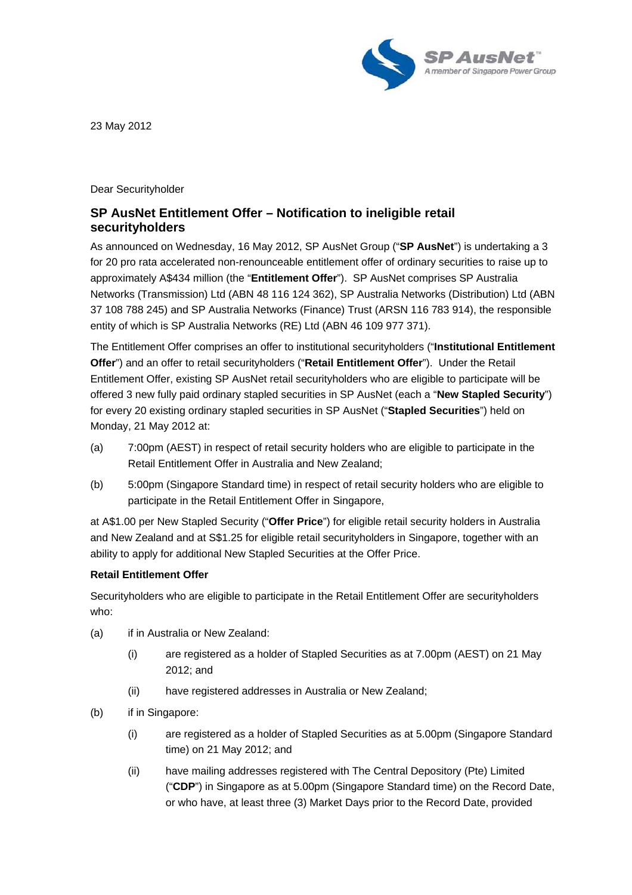23 May 2012

Dear Securityholder

## SP AusNet Entitlement Offer – Notification to ineligible retail securityholders

As announced on Wednesday, 16 May 2012, SP AusNet Group ("**SP AusNet**") is undertaking a 3 for 20 pro rata accelerated non-renounceable entitlement offer of ordinary securities to raise up to approximately A$434 million (the "**Entitlement Offer**"). SP AusNet comprises SP Australia Networks (Transmission) Ltd (ABN 48 116 124 362), SP Australia Networks (Distribution) Ltd (ABN 37 108 788 245) and SP Australia Networks (Finance) Trust (ARSN 116 783 914), the responsible entity of which is SP Australia Networks (RE) Ltd (ABN 46 109 977 371).

The Entitlement Offer comprises an offer to institutional securityholders ("**Institutional Entitlement Offer**") and an offer to retail securityholders ("**Retail Entitlement Offer**"). Under the Retail Entitlement Offer, existing SP AusNet retail securityholders who are eligible to participate will be offered 3 new fully paid ordinary stapled securities in SP AusNet (each a "**New Stapled Security**") for every 20 existing ordinary stapled securities in SP AusNet ("**Stapled Securities**") held on Monday, 21 May 2012 at:

(a) 7:00pm (AEST) in respect of retail security holders who are eligible to participate in the Retail Entitlement Offer in Australia and New Zealand;

(b) 5:00pm (Singapore Standard time) in respect of retail security holders who are eligible to participate in the Retail Entitlement Offer in Singapore,

at A$1.00 per New Stapled Security ("**Offer Price**") for eligible retail security holders in Australia and New Zealand and at S$1.25 for eligible retail securityholders in Singapore, together with an ability to apply for additional New Stapled Securities at the Offer Price.

**Retail Entitlement Offer**

Securityholders who are eligible to participate in the Retail Entitlement Offer are securityholders who:

(a) if in Australia or New Zealand:

  (i) are registered as a holder of Stapled Securities as at 7.00pm (AEST) on 21 May 2012; and

  (ii) have registered addresses in Australia or New Zealand;

(b) if in Singapore:

  (i) are registered as a holder of Stapled Securities as at 5.00pm (Singapore Standard time) on 21 May 2012; and

  (ii) have mailing addresses registered with The Central Depository (Pte) Limited ("**CDP**") in Singapore as at 5.00pm (Singapore Standard time) on the Record Date, or who have, at least three (3) Market Days prior to the Record Date, provided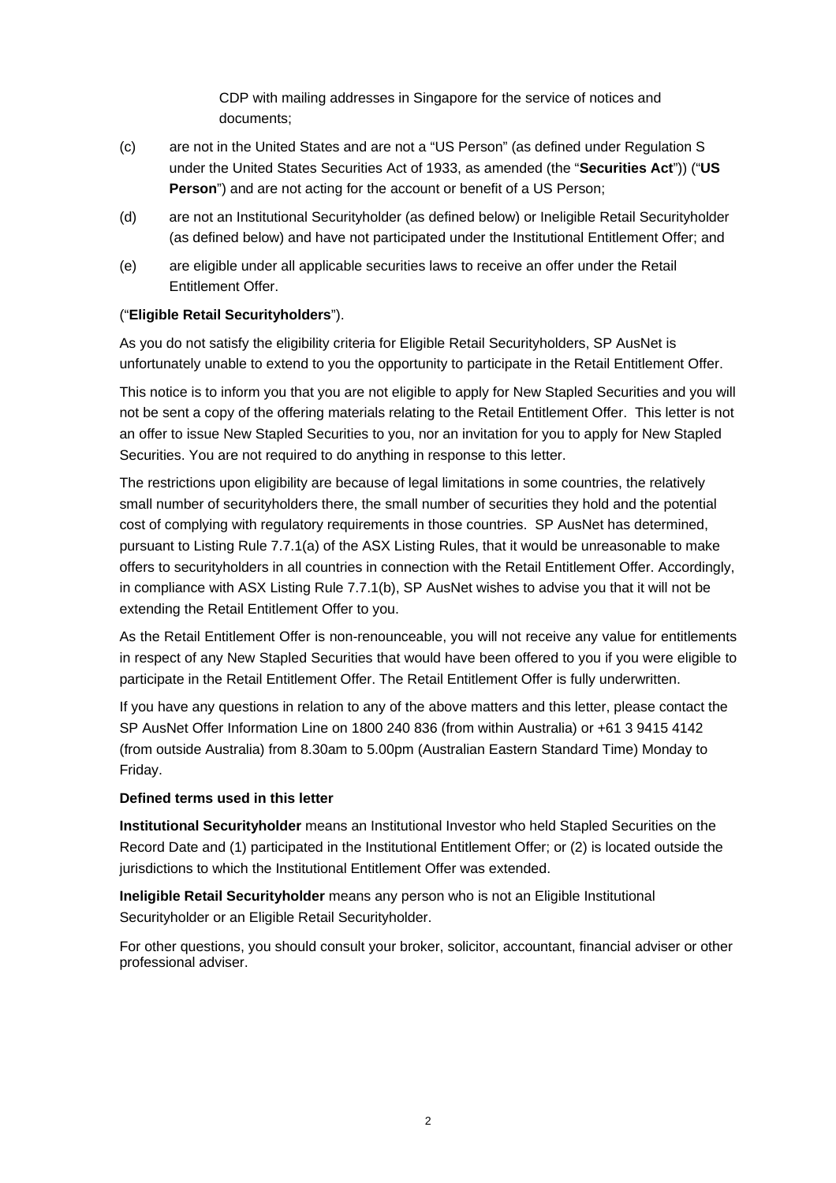CDP with mailing addresses in Singapore for the service of notices and documents;

(c) are not in the United States and are not a "US Person" (as defined under Regulation S under the United States Securities Act of 1933, as amended (the "**Securities Act**")) ("**US Person**") and are not acting for the account or benefit of a US Person;

(d) are not an Institutional Securityholder (as defined below) or Ineligible Retail Securityholder (as defined below) and have not participated under the Institutional Entitlement Offer; and

(e) are eligible under all applicable securities laws to receive an offer under the Retail Entitlement Offer.

("**Eligible Retail Securityholders**").

As you do not satisfy the eligibility criteria for Eligible Retail Securityholders, SP AusNet is unfortunately unable to extend to you the opportunity to participate in the Retail Entitlement Offer.

This notice is to inform you that you are not eligible to apply for New Stapled Securities and you will not be sent a copy of the offering materials relating to the Retail Entitlement Offer. This letter is not an offer to issue New Stapled Securities to you, nor an invitation for you to apply for New Stapled Securities. You are not required to do anything in response to this letter.

The restrictions upon eligibility are because of legal limitations in some countries, the relatively small number of securityholders there, the small number of securities they hold and the potential cost of complying with regulatory requirements in those countries. SP AusNet has determined, pursuant to Listing Rule 7.7.1(a) of the ASX Listing Rules, that it would be unreasonable to make offers to securityholders in all countries in connection with the Retail Entitlement Offer. Accordingly, in compliance with ASX Listing Rule 7.7.1(b), SP AusNet wishes to advise you that it will not be extending the Retail Entitlement Offer to you.

As the Retail Entitlement Offer is non-renounceable, you will not receive any value for entitlements in respect of any New Stapled Securities that would have been offered to you if you were eligible to participate in the Retail Entitlement Offer. The Retail Entitlement Offer is fully underwritten.

If you have any questions in relation to any of the above matters and this letter, please contact the SP AusNet Offer Information Line on 1800 240 836 (from within Australia) or +61 3 9415 4142 (from outside Australia) from 8.30am to 5.00pm (Australian Eastern Standard Time) Monday to Friday.

**Defined terms used in this letter**

**Institutional Securityholder** means an Institutional Investor who held Stapled Securities on the Record Date and (1) participated in the Institutional Entitlement Offer; or (2) is located outside the jurisdictions to which the Institutional Entitlement Offer was extended.

**Ineligible Retail Securityholder** means any person who is not an Eligible Institutional Securityholder or an Eligible Retail Securityholder.

For other questions, you should consult your broker, solicitor, accountant, financial adviser or other professional adviser.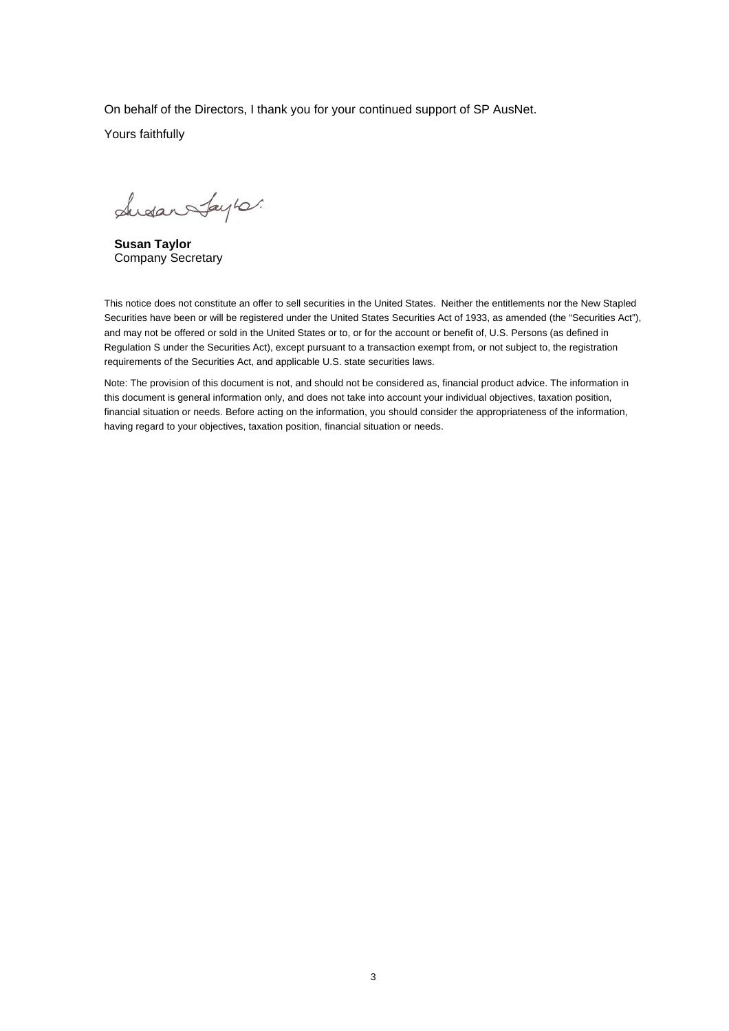On behalf of the Directors, I thank you for your continued support of SP AusNet.

Yours faithfully

**Susan Taylor**
Company Secretary

This notice does not constitute an offer to sell securities in the United States. Neither the entitlements nor the New Stapled Securities have been or will be registered under the United States Securities Act of 1933, as amended (the "Securities Act"), and may not be offered or sold in the United States or to, or for the account or benefit of, U.S. Persons (as defined in Regulation S under the Securities Act), except pursuant to a transaction exempt from, or not subject to, the registration requirements of the Securities Act, and applicable U.S. state securities laws.

Note: The provision of this document is not, and should not be considered as, financial product advice. The information in this document is general information only, and does not take into account your individual objectives, taxation position, financial situation or needs. Before acting on the information, you should consider the appropriateness of the information, having regard to your objectives, taxation position, financial situation or needs.